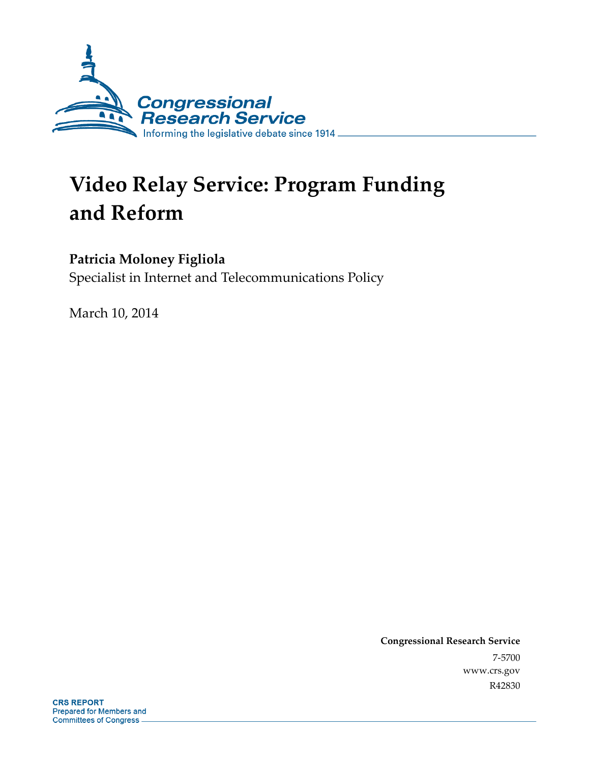Congressional Research Service

Informing the legislative debate since 1914

# Video Relay Service: Program Funding and Reform

**Patricia Moloney Figliola**

Specialist in Internet and Telecommunications Policy

March 10, 2014

**Congressional Research Service**

7-5700

www.crs.gov

R42830

**CRS REPORT**

Prepared for Members and Committees of Congress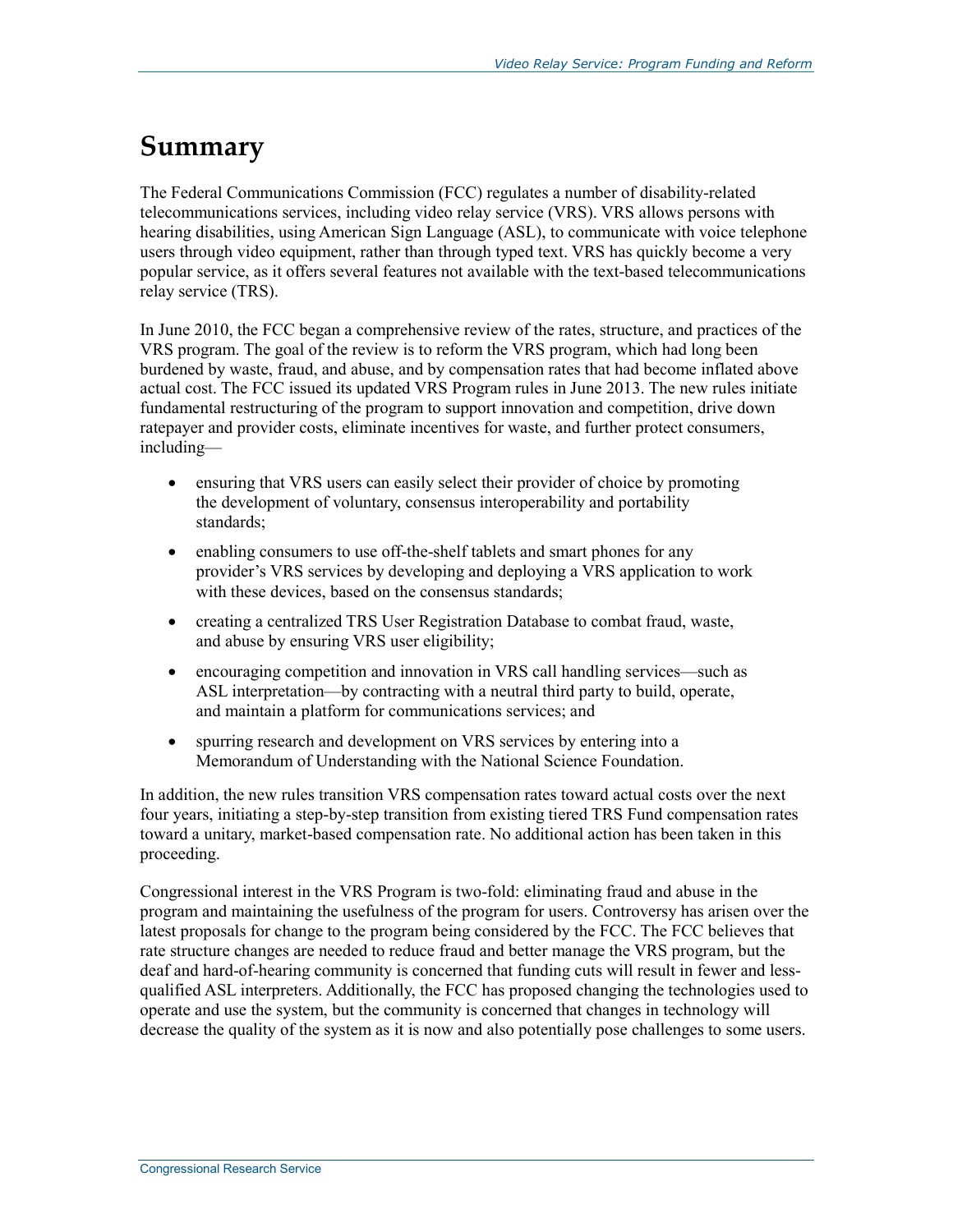# Summary

The Federal Communications Commission (FCC) regulates a number of disability-related telecommunications services, including video relay service (VRS). VRS allows persons with hearing disabilities, using American Sign Language (ASL), to communicate with voice telephone users through video equipment, rather than through typed text. VRS has quickly become a very popular service, as it offers several features not available with the text-based telecommunications relay service (TRS).

In June 2010, the FCC began a comprehensive review of the rates, structure, and practices of the VRS program. The goal of the review is to reform the VRS program, which had long been burdened by waste, fraud, and abuse, and by compensation rates that had become inflated above actual cost. The FCC issued its updated VRS Program rules in June 2013. The new rules initiate fundamental restructuring of the program to support innovation and competition, drive down ratepayer and provider costs, eliminate incentives for waste, and further protect consumers, including—

- ensuring that VRS users can easily select their provider of choice by promoting the development of voluntary, consensus interoperability and portability standards;
- enabling consumers to use off-the-shelf tablets and smart phones for any provider's VRS services by developing and deploying a VRS application to work with these devices, based on the consensus standards;
- creating a centralized TRS User Registration Database to combat fraud, waste, and abuse by ensuring VRS user eligibility;
- encouraging competition and innovation in VRS call handling services—such as ASL interpretation—by contracting with a neutral third party to build, operate, and maintain a platform for communications services; and
- spurring research and development on VRS services by entering into a Memorandum of Understanding with the National Science Foundation.

In addition, the new rules transition VRS compensation rates toward actual costs over the next four years, initiating a step-by-step transition from existing tiered TRS Fund compensation rates toward a unitary, market-based compensation rate. No additional action has been taken in this proceeding.

Congressional interest in the VRS Program is two-fold: eliminating fraud and abuse in the program and maintaining the usefulness of the program for users. Controversy has arisen over the latest proposals for change to the program being considered by the FCC. The FCC believes that rate structure changes are needed to reduce fraud and better manage the VRS program, but the deaf and hard-of-hearing community is concerned that funding cuts will result in fewer and less-qualified ASL interpreters. Additionally, the FCC has proposed changing the technologies used to operate and use the system, but the community is concerned that changes in technology will decrease the quality of the system as it is now and also potentially pose challenges to some users.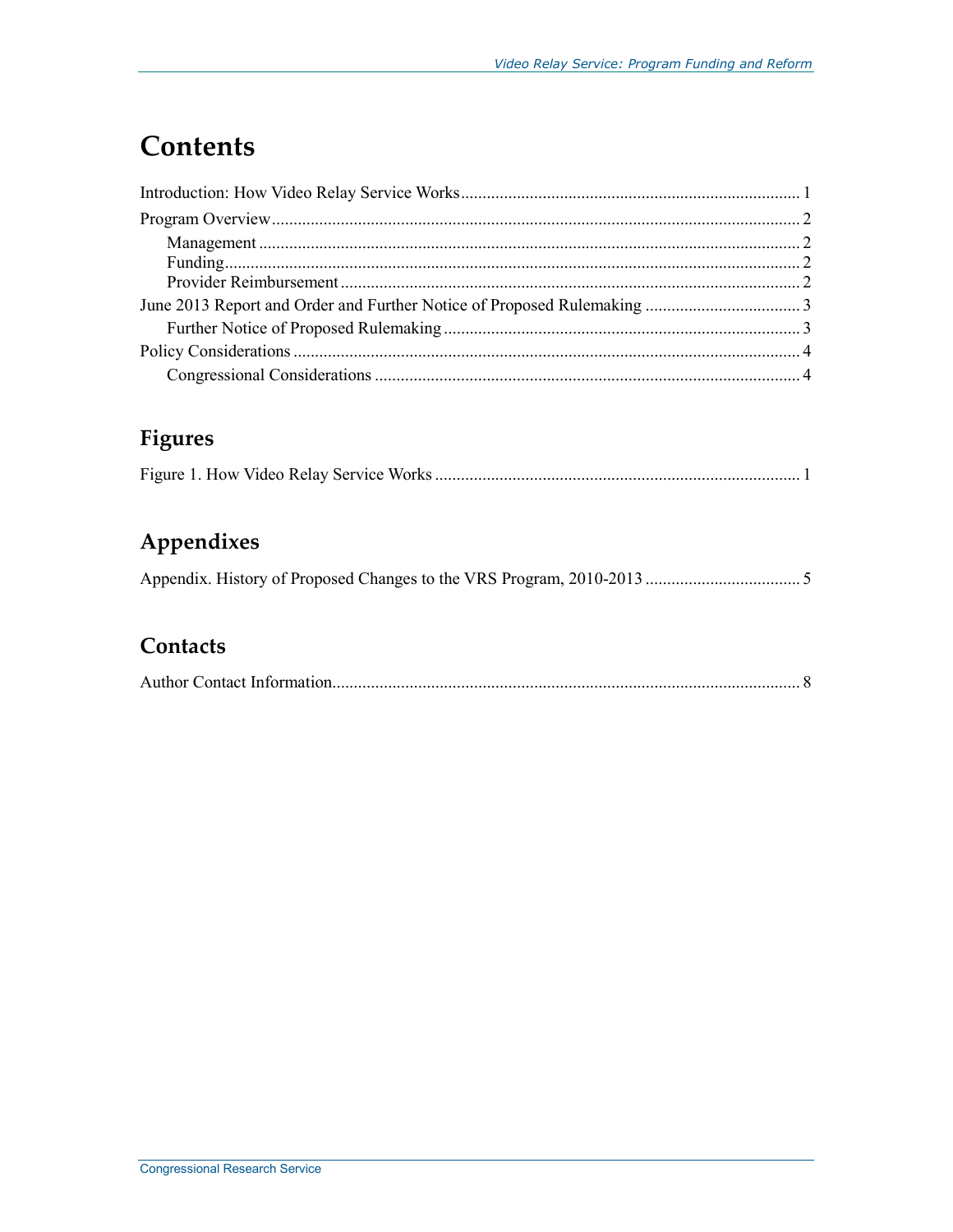# Contents

Introduction: How Video Relay Service Works ..... 1

Program Overview ..... 2

- Management ..... 2
- Funding ..... 2
- Provider Reimbursement ..... 2

June 2013 Report and Order and Further Notice of Proposed Rulemaking ..... 3

- Further Notice of Proposed Rulemaking ..... 3

Policy Considerations ..... 4

- Congressional Considerations ..... 4

## Figures

Figure 1. How Video Relay Service Works ..... 1

## Appendixes

Appendix. History of Proposed Changes to the VRS Program, 2010-2013 ..... 5

## Contacts

Author Contact Information ..... 8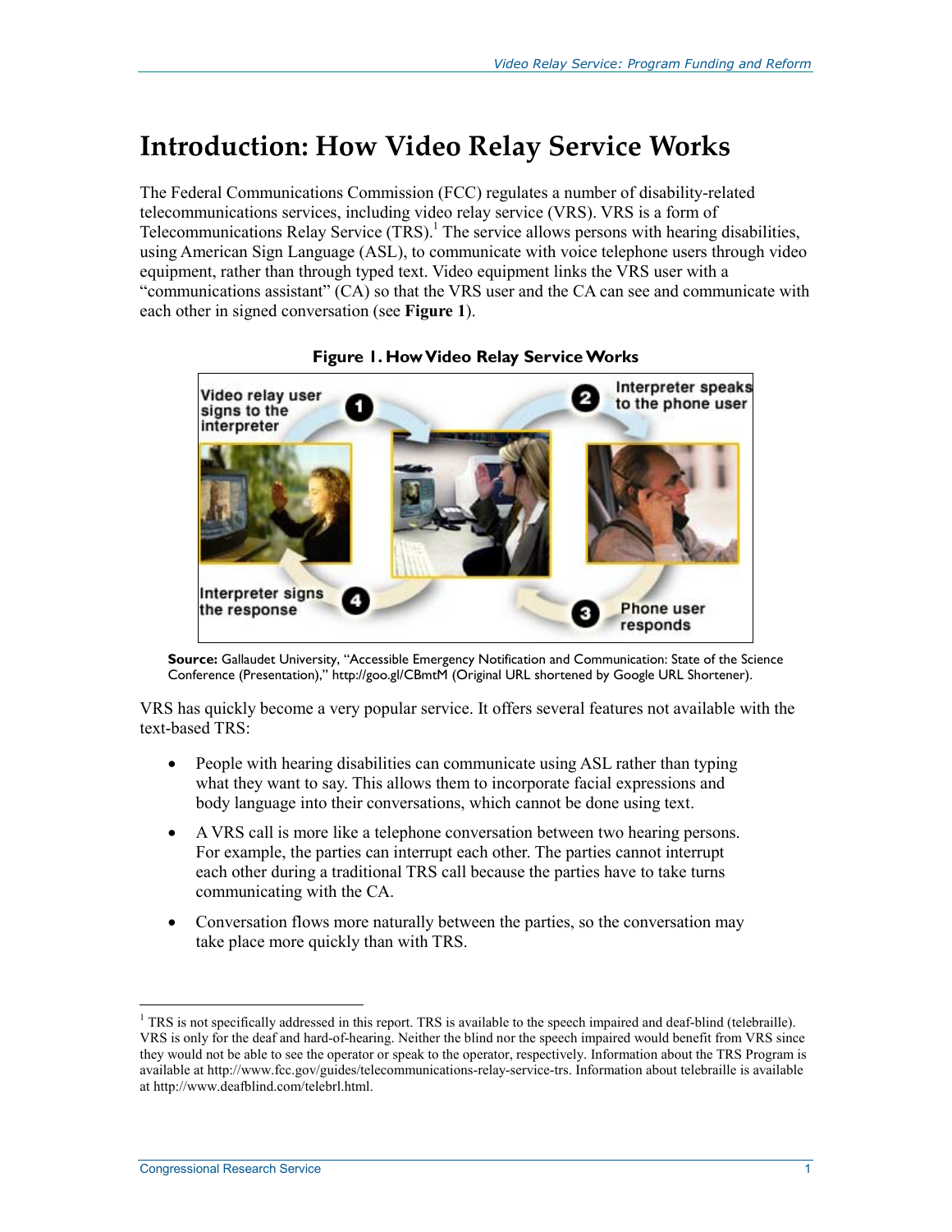# Introduction: How Video Relay Service Works

The Federal Communications Commission (FCC) regulates a number of disability-related telecommunications services, including video relay service (VRS). VRS is a form of Telecommunications Relay Service (TRS).[1] The service allows persons with hearing disabilities, using American Sign Language (ASL), to communicate with voice telephone users through video equipment, rather than through typed text. Video equipment links the VRS user with a "communications assistant" (CA) so that the VRS user and the CA can see and communicate with each other in signed conversation (see **Figure 1**).

**Figure 1. How Video Relay Service Works**

Video relay user signs to the interpreter

Interpreter speaks to the phone user

Phone user responds

Interpreter signs the response

**Source:** Gallaudet University, "Accessible Emergency Notification and Communication: State of the Science Conference (Presentation)," http://goo.gl/CBmtM (Original URL shortened by Google URL Shortener).

VRS has quickly become a very popular service. It offers several features not available with the text-based TRS:

- People with hearing disabilities can communicate using ASL rather than typing what they want to say. This allows them to incorporate facial expressions and body language into their conversations, which cannot be done using text.
- A VRS call is more like a telephone conversation between two hearing persons. For example, the parties can interrupt each other. The parties cannot interrupt each other during a traditional TRS call because the parties have to take turns communicating with the CA.
- Conversation flows more naturally between the parties, so the conversation may take place more quickly than with TRS.

[1] TRS is not specifically addressed in this report. TRS is available to the speech impaired and deaf-blind (telebraille). VRS is only for the deaf and hard-of-hearing. Neither the blind nor the speech impaired would benefit from VRS since they would not be able to see the operator or speak to the operator, respectively. Information about the TRS Program is available at http://www.fcc.gov/guides/telecommunications-relay-service-trs. Information about telebraille is available at http://www.deafblind.com/telebrl.html.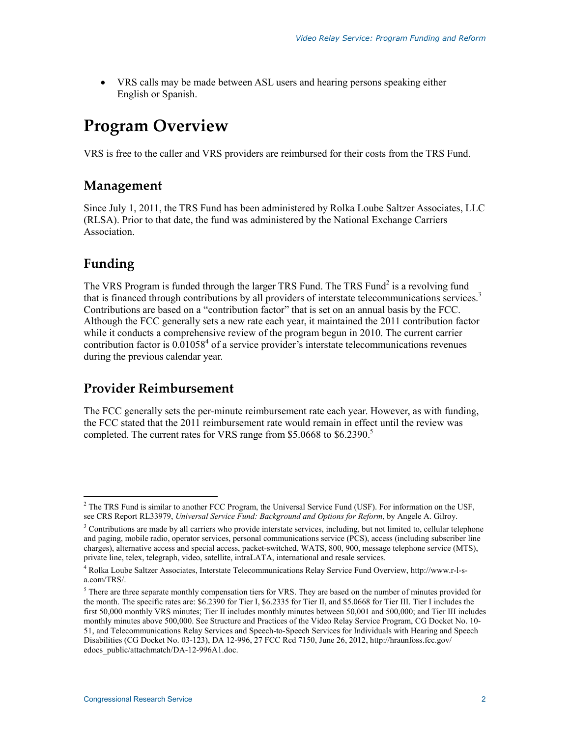- VRS calls may be made between ASL users and hearing persons speaking either English or Spanish.

# Program Overview

VRS is free to the caller and VRS providers are reimbursed for their costs from the TRS Fund.

## Management

Since July 1, 2011, the TRS Fund has been administered by Rolka Loube Saltzer Associates, LLC (RLSA). Prior to that date, the fund was administered by the National Exchange Carriers Association.

## Funding

The VRS Program is funded through the larger TRS Fund. The TRS Fund[2] is a revolving fund that is financed through contributions by all providers of interstate telecommunications services.[3] Contributions are based on a "contribution factor" that is set on an annual basis by the FCC. Although the FCC generally sets a new rate each year, it maintained the 2011 contribution factor while it conducts a comprehensive review of the program begun in 2010. The current carrier contribution factor is 0.01058[4] of a service provider's interstate telecommunications revenues during the previous calendar year.

## Provider Reimbursement

The FCC generally sets the per-minute reimbursement rate each year. However, as with funding, the FCC stated that the 2011 reimbursement rate would remain in effect until the review was completed. The current rates for VRS range from $5.0668 to $6.2390.[5]

---

[2] The TRS Fund is similar to another FCC Program, the Universal Service Fund (USF). For information on the USF, see CRS Report RL33979, *Universal Service Fund: Background and Options for Reform*, by Angele A. Gilroy.

[3] Contributions are made by all carriers who provide interstate services, including, but not limited to, cellular telephone and paging, mobile radio, operator services, personal communications service (PCS), access (including subscriber line charges), alternative access and special access, packet-switched, WATS, 800, 900, message telephone service (MTS), private line, telex, telegraph, video, satellite, intraLATA, international and resale services.

[4] Rolka Loube Saltzer Associates, Interstate Telecommunications Relay Service Fund Overview, http://www.r-l-s-a.com/TRS/.

[5] There are three separate monthly compensation tiers for VRS. They are based on the number of minutes provided for the month. The specific rates are: $6.2390 for Tier I, $6.2335 for Tier II, and $5.0668 for Tier III. Tier I includes the first 50,000 monthly VRS minutes; Tier II includes monthly minutes between 50,001 and 500,000; and Tier III includes monthly minutes above 500,000. See Structure and Practices of the Video Relay Service Program, CG Docket No. 10-51, and Telecommunications Relay Services and Speech-to-Speech Services for Individuals with Hearing and Speech Disabilities (CG Docket No. 03-123), DA 12-996, 27 FCC Rcd 7150, June 26, 2012, http://hraunfoss.fcc.gov/edocs_public/attachmatch/DA-12-996A1.doc.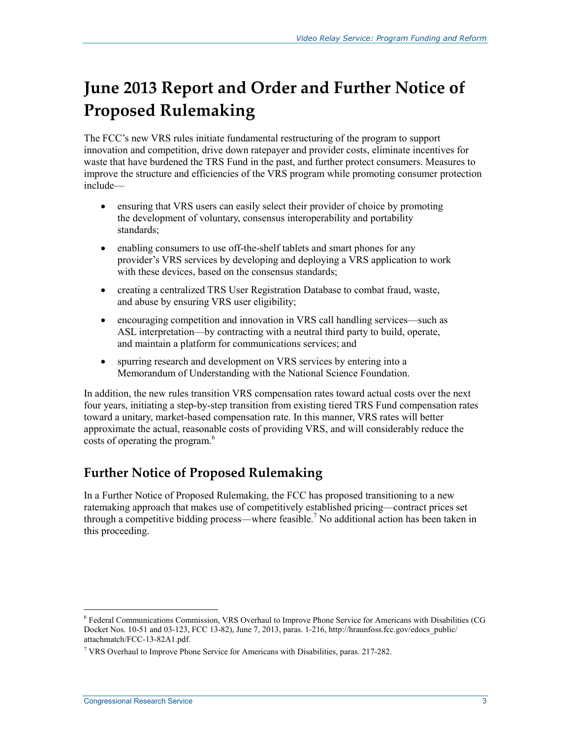# June 2013 Report and Order and Further Notice of Proposed Rulemaking

The FCC's new VRS rules initiate fundamental restructuring of the program to support innovation and competition, drive down ratepayer and provider costs, eliminate incentives for waste that have burdened the TRS Fund in the past, and further protect consumers. Measures to improve the structure and efficiencies of the VRS program while promoting consumer protection include—

- ensuring that VRS users can easily select their provider of choice by promoting the development of voluntary, consensus interoperability and portability standards;
- enabling consumers to use off-the-shelf tablets and smart phones for any provider's VRS services by developing and deploying a VRS application to work with these devices, based on the consensus standards;
- creating a centralized TRS User Registration Database to combat fraud, waste, and abuse by ensuring VRS user eligibility;
- encouraging competition and innovation in VRS call handling services—such as ASL interpretation—by contracting with a neutral third party to build, operate, and maintain a platform for communications services; and
- spurring research and development on VRS services by entering into a Memorandum of Understanding with the National Science Foundation.

In addition, the new rules transition VRS compensation rates toward actual costs over the next four years, initiating a step-by-step transition from existing tiered TRS Fund compensation rates toward a unitary, market-based compensation rate. In this manner, VRS rates will better approximate the actual, reasonable costs of providing VRS, and will considerably reduce the costs of operating the program.[6]

## Further Notice of Proposed Rulemaking

In a Further Notice of Proposed Rulemaking, the FCC has proposed transitioning to a new ratemaking approach that makes use of competitively established pricing—contract prices set through a competitive bidding process—where feasible.[7] No additional action has been taken in this proceeding.

---

[6] Federal Communications Commission, VRS Overhaul to Improve Phone Service for Americans with Disabilities (CG Docket Nos. 10-51 and 03-123, FCC 13-82), June 7, 2013, paras. 1-216, http://hraunfoss.fcc.gov/edocs_public/attachmatch/FCC-13-82A1.pdf.

[7] VRS Overhaul to Improve Phone Service for Americans with Disabilities, paras. 217-282.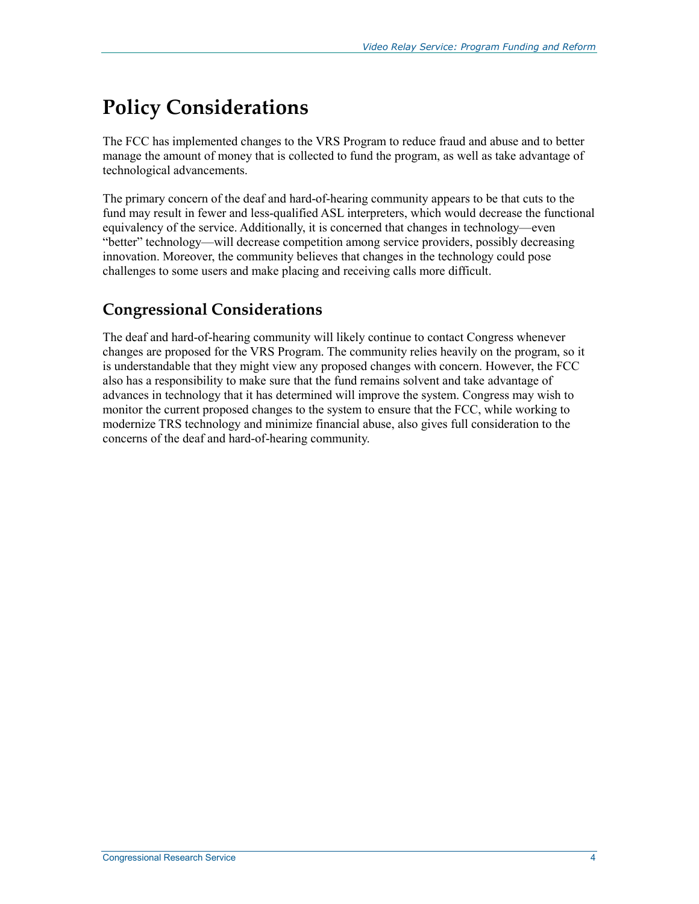# Policy Considerations

The FCC has implemented changes to the VRS Program to reduce fraud and abuse and to better manage the amount of money that is collected to fund the program, as well as take advantage of technological advancements.

The primary concern of the deaf and hard-of-hearing community appears to be that cuts to the fund may result in fewer and less-qualified ASL interpreters, which would decrease the functional equivalency of the service. Additionally, it is concerned that changes in technology—even "better" technology—will decrease competition among service providers, possibly decreasing innovation. Moreover, the community believes that changes in the technology could pose challenges to some users and make placing and receiving calls more difficult.

## Congressional Considerations

The deaf and hard-of-hearing community will likely continue to contact Congress whenever changes are proposed for the VRS Program. The community relies heavily on the program, so it is understandable that they might view any proposed changes with concern. However, the FCC also has a responsibility to make sure that the fund remains solvent and take advantage of advances in technology that it has determined will improve the system. Congress may wish to monitor the current proposed changes to the system to ensure that the FCC, while working to modernize TRS technology and minimize financial abuse, also gives full consideration to the concerns of the deaf and hard-of-hearing community.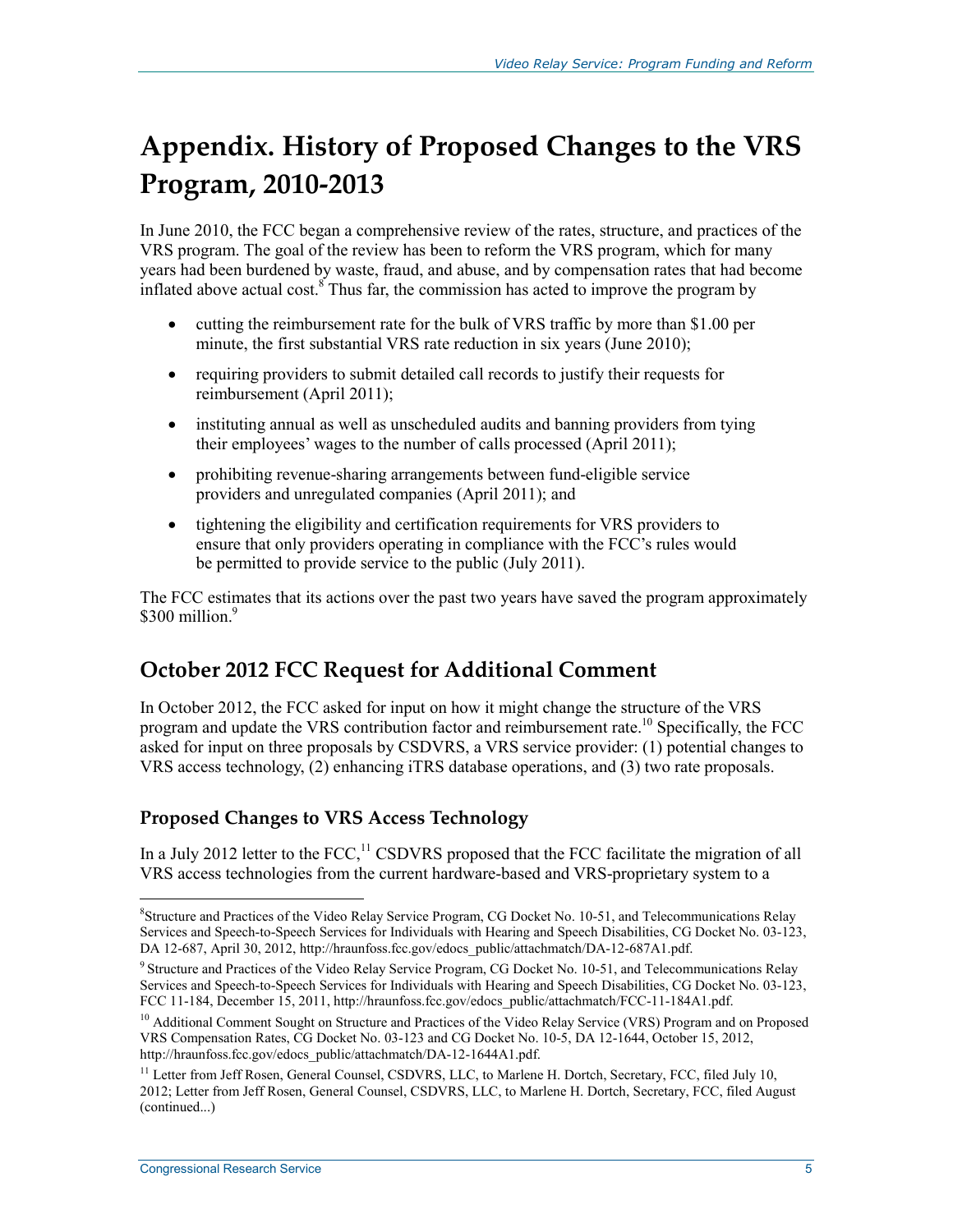# Appendix. History of Proposed Changes to the VRS Program, 2010-2013

In June 2010, the FCC began a comprehensive review of the rates, structure, and practices of the VRS program. The goal of the review has been to reform the VRS program, which for many years had been burdened by waste, fraud, and abuse, and by compensation rates that had become inflated above actual cost.[8] Thus far, the commission has acted to improve the program by

- cutting the reimbursement rate for the bulk of VRS traffic by more than $1.00 per minute, the first substantial VRS rate reduction in six years (June 2010);
- requiring providers to submit detailed call records to justify their requests for reimbursement (April 2011);
- instituting annual as well as unscheduled audits and banning providers from tying their employees' wages to the number of calls processed (April 2011);
- prohibiting revenue-sharing arrangements between fund-eligible service providers and unregulated companies (April 2011); and
- tightening the eligibility and certification requirements for VRS providers to ensure that only providers operating in compliance with the FCC's rules would be permitted to provide service to the public (July 2011).

The FCC estimates that its actions over the past two years have saved the program approximately $300 million.[9]

## October 2012 FCC Request for Additional Comment

In October 2012, the FCC asked for input on how it might change the structure of the VRS program and update the VRS contribution factor and reimbursement rate.[10] Specifically, the FCC asked for input on three proposals by CSDVRS, a VRS service provider: (1) potential changes to VRS access technology, (2) enhancing iTRS database operations, and (3) two rate proposals.

### Proposed Changes to VRS Access Technology

In a July 2012 letter to the FCC,[11] CSDVRS proposed that the FCC facilitate the migration of all VRS access technologies from the current hardware-based and VRS-proprietary system to a

---

[8] Structure and Practices of the Video Relay Service Program, CG Docket No. 10-51, and Telecommunications Relay Services and Speech-to-Speech Services for Individuals with Hearing and Speech Disabilities, CG Docket No. 03-123, DA 12-687, April 30, 2012, http://hraunfoss.fcc.gov/edocs_public/attachmatch/DA-12-687A1.pdf.

[9] Structure and Practices of the Video Relay Service Program, CG Docket No. 10-51, and Telecommunications Relay Services and Speech-to-Speech Services for Individuals with Hearing and Speech Disabilities, CG Docket No. 03-123, FCC 11-184, December 15, 2011, http://hraunfoss.fcc.gov/edocs_public/attachmatch/FCC-11-184A1.pdf.

[10] Additional Comment Sought on Structure and Practices of the Video Relay Service (VRS) Program and on Proposed VRS Compensation Rates, CG Docket No. 03-123 and CG Docket No. 10-5, DA 12-1644, October 15, 2012, http://hraunfoss.fcc.gov/edocs_public/attachmatch/DA-12-1644A1.pdf.

[11] Letter from Jeff Rosen, General Counsel, CSDVRS, LLC, to Marlene H. Dortch, Secretary, FCC, filed July 10, 2012; Letter from Jeff Rosen, General Counsel, CSDVRS, LLC, to Marlene H. Dortch, Secretary, FCC, filed August (continued...)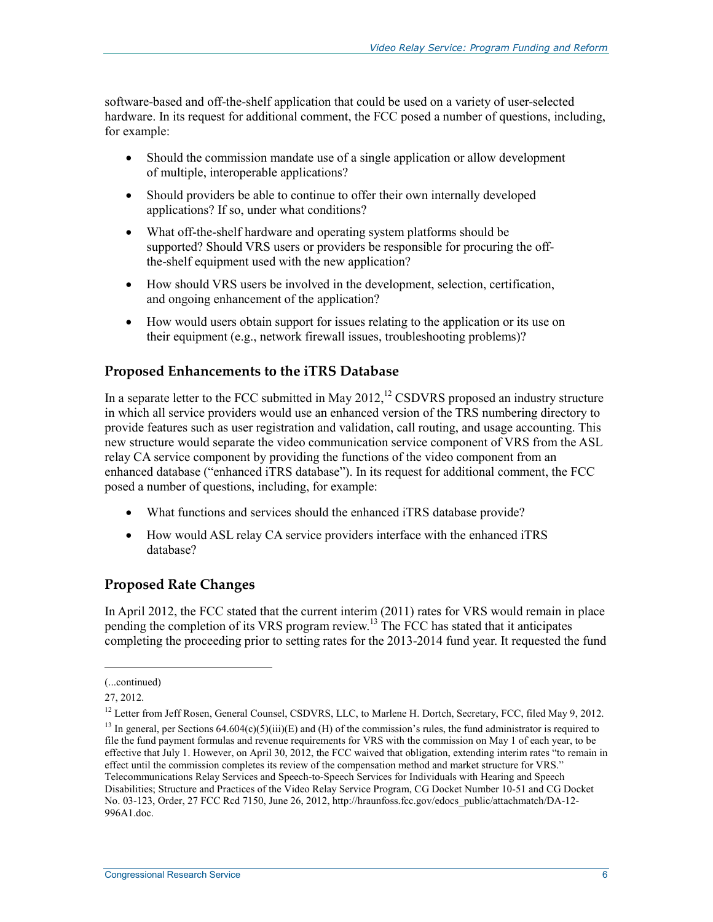software-based and off-the-shelf application that could be used on a variety of user-selected hardware. In its request for additional comment, the FCC posed a number of questions, including, for example:

- Should the commission mandate use of a single application or allow development of multiple, interoperable applications?
- Should providers be able to continue to offer their own internally developed applications? If so, under what conditions?
- What off-the-shelf hardware and operating system platforms should be supported? Should VRS users or providers be responsible for procuring the off-the-shelf equipment used with the new application?
- How should VRS users be involved in the development, selection, certification, and ongoing enhancement of the application?
- How would users obtain support for issues relating to the application or its use on their equipment (e.g., network firewall issues, troubleshooting problems)?

### Proposed Enhancements to the iTRS Database

In a separate letter to the FCC submitted in May 2012,[12] CSDVRS proposed an industry structure in which all service providers would use an enhanced version of the TRS numbering directory to provide features such as user registration and validation, call routing, and usage accounting. This new structure would separate the video communication service component of VRS from the ASL relay CA service component by providing the functions of the video component from an enhanced database ("enhanced iTRS database"). In its request for additional comment, the FCC posed a number of questions, including, for example:

- What functions and services should the enhanced iTRS database provide?
- How would ASL relay CA service providers interface with the enhanced iTRS database?

### Proposed Rate Changes

In April 2012, the FCC stated that the current interim (2011) rates for VRS would remain in place pending the completion of its VRS program review.[13] The FCC has stated that it anticipates completing the proceeding prior to setting rates for the 2013-2014 fund year. It requested the fund

---

(...continued)

27, 2012.

[12] Letter from Jeff Rosen, General Counsel, CSDVRS, LLC, to Marlene H. Dortch, Secretary, FCC, filed May 9, 2012.

[13] In general, per Sections 64.604(c)(5)(iii)(E) and (H) of the commission's rules, the fund administrator is required to file the fund payment formulas and revenue requirements for VRS with the commission on May 1 of each year, to be effective that July 1. However, on April 30, 2012, the FCC waived that obligation, extending interim rates "to remain in effect until the commission completes its review of the compensation method and market structure for VRS." Telecommunications Relay Services and Speech-to-Speech Services for Individuals with Hearing and Speech Disabilities; Structure and Practices of the Video Relay Service Program, CG Docket Number 10-51 and CG Docket No. 03-123, Order, 27 FCC Rcd 7150, June 26, 2012, http://hraunfoss.fcc.gov/edocs_public/attachmatch/DA-12-996A1.doc.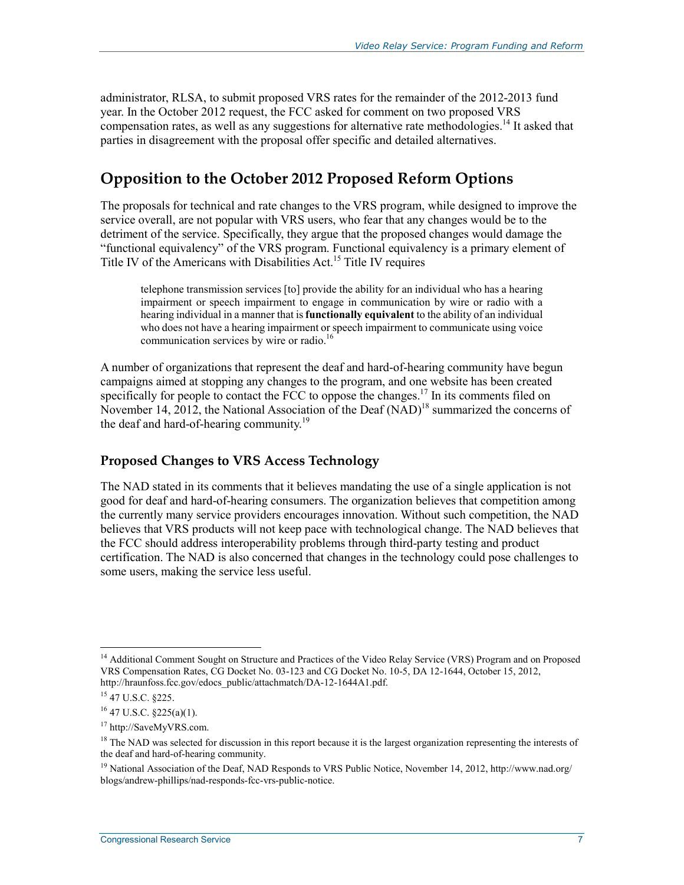administrator, RLSA, to submit proposed VRS rates for the remainder of the 2012-2013 fund year. In the October 2012 request, the FCC asked for comment on two proposed VRS compensation rates, as well as any suggestions for alternative rate methodologies.[14] It asked that parties in disagreement with the proposal offer specific and detailed alternatives.

## Opposition to the October 2012 Proposed Reform Options

The proposals for technical and rate changes to the VRS program, while designed to improve the service overall, are not popular with VRS users, who fear that any changes would be to the detriment of the service. Specifically, they argue that the proposed changes would damage the "functional equivalency" of the VRS program. Functional equivalency is a primary element of Title IV of the Americans with Disabilities Act.[15] Title IV requires

> telephone transmission services [to] provide the ability for an individual who has a hearing impairment or speech impairment to engage in communication by wire or radio with a hearing individual in a manner that is **functionally equivalent** to the ability of an individual who does not have a hearing impairment or speech impairment to communicate using voice communication services by wire or radio.[16]

A number of organizations that represent the deaf and hard-of-hearing community have begun campaigns aimed at stopping any changes to the program, and one website has been created specifically for people to contact the FCC to oppose the changes.[17] In its comments filed on November 14, 2012, the National Association of the Deaf (NAD)[18] summarized the concerns of the deaf and hard-of-hearing community.[19]

### Proposed Changes to VRS Access Technology

The NAD stated in its comments that it believes mandating the use of a single application is not good for deaf and hard-of-hearing consumers. The organization believes that competition among the currently many service providers encourages innovation. Without such competition, the NAD believes that VRS products will not keep pace with technological change. The NAD believes that the FCC should address interoperability problems through third-party testing and product certification. The NAD is also concerned that changes in the technology could pose challenges to some users, making the service less useful.

---

[14] Additional Comment Sought on Structure and Practices of the Video Relay Service (VRS) Program and on Proposed VRS Compensation Rates, CG Docket No. 03-123 and CG Docket No. 10-5, DA 12-1644, October 15, 2012, http://hraunfoss.fcc.gov/edocs_public/attachmatch/DA-12-1644A1.pdf.

[15] 47 U.S.C. §225.

[16] 47 U.S.C. §225(a)(1).

[17] http://SaveMyVRS.com.

[18] The NAD was selected for discussion in this report because it is the largest organization representing the interests of the deaf and hard-of-hearing community.

[19] National Association of the Deaf, NAD Responds to VRS Public Notice, November 14, 2012, http://www.nad.org/blogs/andrew-phillips/nad-responds-fcc-vrs-public-notice.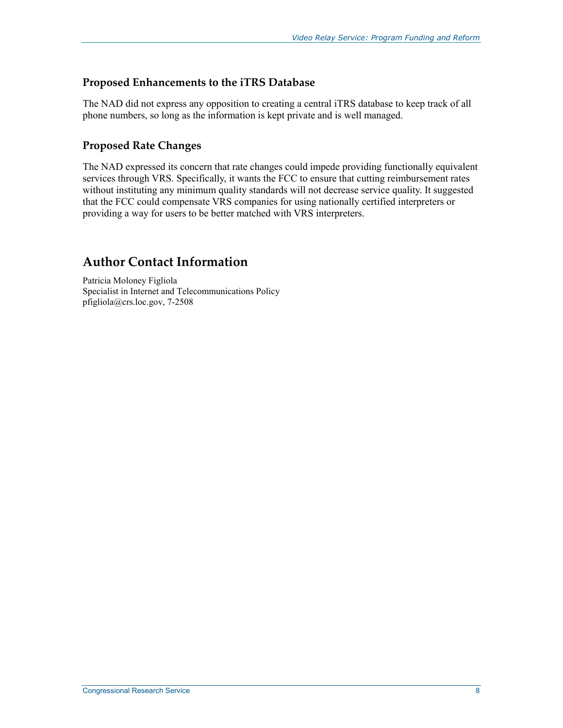### Proposed Enhancements to the iTRS Database

The NAD did not express any opposition to creating a central iTRS database to keep track of all phone numbers, so long as the information is kept private and is well managed.

### Proposed Rate Changes

The NAD expressed its concern that rate changes could impede providing functionally equivalent services through VRS. Specifically, it wants the FCC to ensure that cutting reimbursement rates without instituting any minimum quality standards will not decrease service quality. It suggested that the FCC could compensate VRS companies for using nationally certified interpreters or providing a way for users to be better matched with VRS interpreters.

## Author Contact Information

Patricia Moloney Figliola
Specialist in Internet and Telecommunications Policy
pfigliola@crs.loc.gov, 7-2508